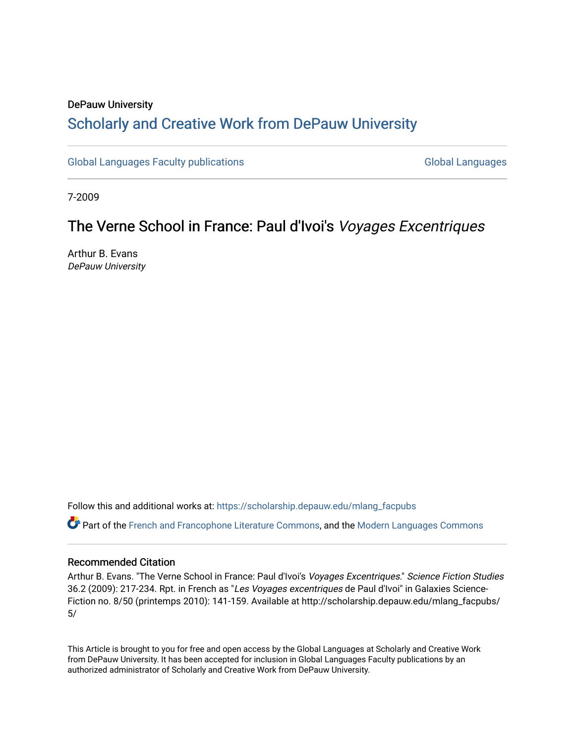DePauw University

## Scholarly and Creative Work from DePauw University

Global Languages Faculty publications

Global Languages

7-2009

# The Verne School in France: Paul d'Ivoi's *Voyages Excentriques*

Arthur B. Evans
*DePauw University*

Follow this and additional works at: https://scholarship.depauw.edu/mlang_facpubs

Part of the French and Francophone Literature Commons, and the Modern Languages Commons

### Recommended Citation

Arthur B. Evans. "The Verne School in France: Paul d'Ivoi's *Voyages Excentriques*." *Science Fiction Studies* 36.2 (2009): 217-234. Rpt. in French as "*Les Voyages excentriques* de Paul d'Ivoi" in Galaxies Science-Fiction no. 8/50 (printemps 2010): 141-159. Available at http://scholarship.depauw.edu/mlang_facpubs/5/

This Article is brought to you for free and open access by the Global Languages at Scholarly and Creative Work from DePauw University. It has been accepted for inclusion in Global Languages Faculty publications by an authorized administrator of Scholarly and Creative Work from DePauw University.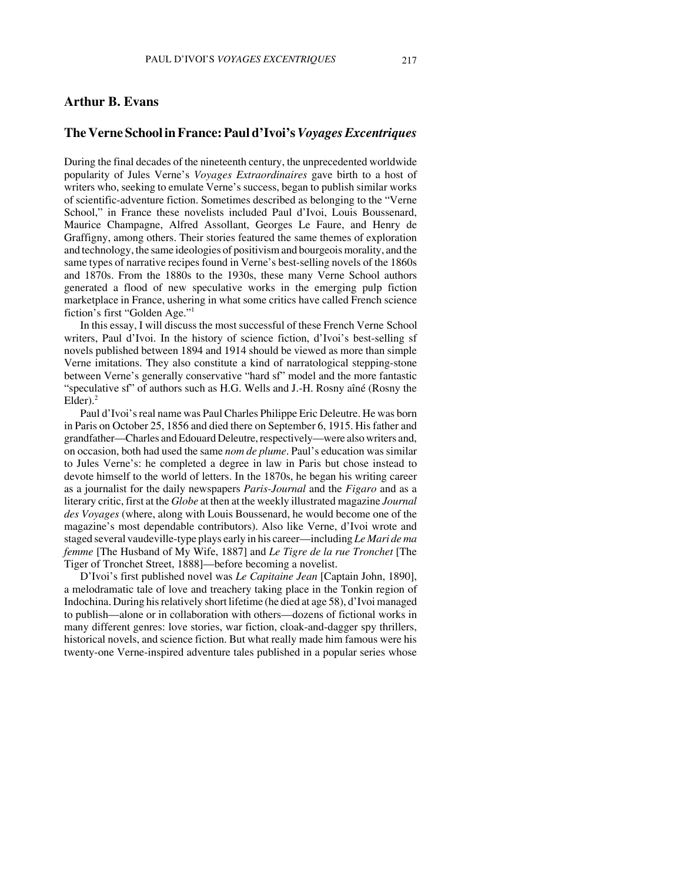## Arthur B. Evans

## The Verne School in France: Paul d'Ivoi's *Voyages Excentriques*

During the final decades of the nineteenth century, the unprecedented worldwide popularity of Jules Verne's *Voyages Extraordinaires* gave birth to a host of writers who, seeking to emulate Verne's success, began to publish similar works of scientific-adventure fiction. Sometimes described as belonging to the "Verne School," in France these novelists included Paul d'Ivoi, Louis Boussenard, Maurice Champagne, Alfred Assollant, Georges Le Faure, and Henry de Graffigny, among others. Their stories featured the same themes of exploration and technology, the same ideologies of positivism and bourgeois morality, and the same types of narrative recipes found in Verne's best-selling novels of the 1860s and 1870s. From the 1880s to the 1930s, these many Verne School authors generated a flood of new speculative works in the emerging pulp fiction marketplace in France, ushering in what some critics have called French science fiction's first "Golden Age."[1]

In this essay, I will discuss the most successful of these French Verne School writers, Paul d'Ivoi. In the history of science fiction, d'Ivoi's best-selling sf novels published between 1894 and 1914 should be viewed as more than simple Verne imitations. They also constitute a kind of narratological stepping-stone between Verne's generally conservative "hard sf" model and the more fantastic "speculative sf" of authors such as H.G. Wells and J.-H. Rosny aîné (Rosny the Elder).[2]

Paul d'Ivoi's real name was Paul Charles Philippe Eric Deleutre. He was born in Paris on October 25, 1856 and died there on September 6, 1915. His father and grandfather—Charles and Edouard Deleutre, respectively—were also writers and, on occasion, both had used the same *nom de plume*. Paul's education was similar to Jules Verne's: he completed a degree in law in Paris but chose instead to devote himself to the world of letters. In the 1870s, he began his writing career as a journalist for the daily newspapers *Paris-Journal* and the *Figaro* and as a literary critic, first at the *Globe* at then at the weekly illustrated magazine *Journal des Voyages* (where, along with Louis Boussenard, he would become one of the magazine's most dependable contributors). Also like Verne, d'Ivoi wrote and staged several vaudeville-type plays early in his career—including *Le Mari de ma femme* [The Husband of My Wife, 1887] and *Le Tigre de la rue Tronchet* [The Tiger of Tronchet Street, 1888]—before becoming a novelist.

D'Ivoi's first published novel was *Le Capitaine Jean* [Captain John, 1890], a melodramatic tale of love and treachery taking place in the Tonkin region of Indochina. During his relatively short lifetime (he died at age 58), d'Ivoi managed to publish—alone or in collaboration with others—dozens of fictional works in many different genres: love stories, war fiction, cloak-and-dagger spy thrillers, historical novels, and science fiction. But what really made him famous were his twenty-one Verne-inspired adventure tales published in a popular series whose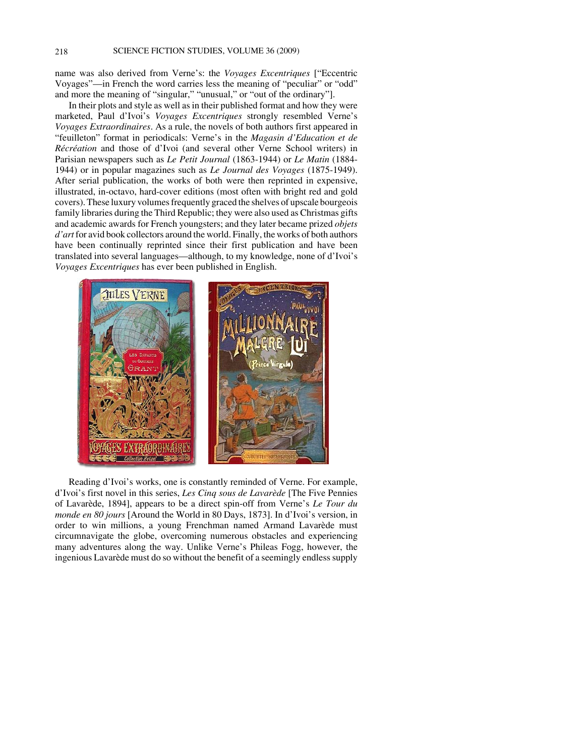name was also derived from Verne's: the *Voyages Excentriques* ["Eccentric Voyages"—in French the word carries less the meaning of "peculiar" or "odd" and more the meaning of "singular," "unusual," or "out of the ordinary"].

In their plots and style as well as in their published format and how they were marketed, Paul d'Ivoi's *Voyages Excentriques* strongly resembled Verne's *Voyages Extraordinaires*. As a rule, the novels of both authors first appeared in "feuilleton" format in periodicals: Verne's in the *Magasin d'Education et de Récréation* and those of d'Ivoi (and several other Verne School writers) in Parisian newspapers such as *Le Petit Journal* (1863-1944) or *Le Matin* (1884-1944) or in popular magazines such as *Le Journal des Voyages* (1875-1949). After serial publication, the works of both were then reprinted in expensive, illustrated, in-octavo, hard-cover editions (most often with bright red and gold covers). These luxury volumes frequently graced the shelves of upscale bourgeois family libraries during the Third Republic; they were also used as Christmas gifts and academic awards for French youngsters; and they later became prized *objets d'art* for avid book collectors around the world. Finally, the works of both authors have been continually reprinted since their first publication and have been translated into several languages—although, to my knowledge, none of d'Ivoi's *Voyages Excentriques* has ever been published in English.

Reading d'Ivoi's works, one is constantly reminded of Verne. For example, d'Ivoi's first novel in this series, *Les Cinq sous de Lavarède* [The Five Pennies of Lavarède, 1894], appears to be a direct spin-off from Verne's *Le Tour du monde en 80 jours* [Around the World in 80 Days, 1873]. In d'Ivoi's version, in order to win millions, a young Frenchman named Armand Lavarède must circumnavigate the globe, overcoming numerous obstacles and experiencing many adventures along the way. Unlike Verne's Phileas Fogg, however, the ingenious Lavarède must do so without the benefit of a seemingly endless supply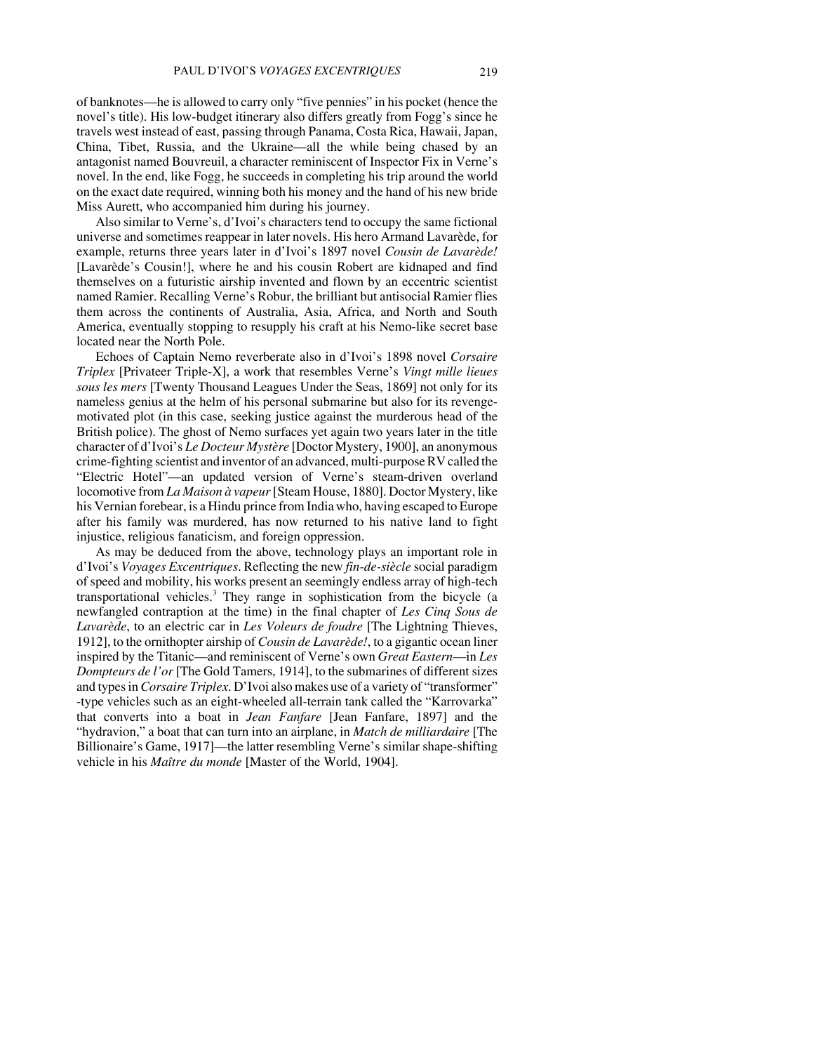of banknotes—he is allowed to carry only "five pennies" in his pocket (hence the novel's title). His low-budget itinerary also differs greatly from Fogg's since he travels west instead of east, passing through Panama, Costa Rica, Hawaii, Japan, China, Tibet, Russia, and the Ukraine—all the while being chased by an antagonist named Bouvreuil, a character reminiscent of Inspector Fix in Verne's novel. In the end, like Fogg, he succeeds in completing his trip around the world on the exact date required, winning both his money and the hand of his new bride Miss Aurett, who accompanied him during his journey.

Also similar to Verne's, d'Ivoi's characters tend to occupy the same fictional universe and sometimes reappear in later novels. His hero Armand Lavarède, for example, returns three years later in d'Ivoi's 1897 novel *Cousin de Lavarède!* [Lavarède's Cousin!], where he and his cousin Robert are kidnaped and find themselves on a futuristic airship invented and flown by an eccentric scientist named Ramier. Recalling Verne's Robur, the brilliant but antisocial Ramier flies them across the continents of Australia, Asia, Africa, and North and South America, eventually stopping to resupply his craft at his Nemo-like secret base located near the North Pole.

Echoes of Captain Nemo reverberate also in d'Ivoi's 1898 novel *Corsaire Triplex* [Privateer Triple-X], a work that resembles Verne's *Vingt mille lieues sous les mers* [Twenty Thousand Leagues Under the Seas, 1869] not only for its nameless genius at the helm of his personal submarine but also for its revenge-motivated plot (in this case, seeking justice against the murderous head of the British police). The ghost of Nemo surfaces yet again two years later in the title character of d'Ivoi's *Le Docteur Mystère* [Doctor Mystery, 1900], an anonymous crime-fighting scientist and inventor of an advanced, multi-purpose RV called the "Electric Hotel"—an updated version of Verne's steam-driven overland locomotive from *La Maison à vapeur* [Steam House, 1880]. Doctor Mystery, like his Vernian forebear, is a Hindu prince from India who, having escaped to Europe after his family was murdered, has now returned to his native land to fight injustice, religious fanaticism, and foreign oppression.

As may be deduced from the above, technology plays an important role in d'Ivoi's *Voyages Excentriques*. Reflecting the new *fin-de-siècle* social paradigm of speed and mobility, his works present an seemingly endless array of high-tech transportational vehicles.[3] They range in sophistication from the bicycle (a newfangled contraption at the time) in the final chapter of *Les Cinq Sous de Lavarède*, to an electric car in *Les Voleurs de foudre* [The Lightning Thieves, 1912], to the ornithopter airship of *Cousin de Lavarède!*, to a gigantic ocean liner inspired by the Titanic—and reminiscent of Verne's own *Great Eastern*—in *Les Dompteurs de l'or* [The Gold Tamers, 1914], to the submarines of different sizes and types in *Corsaire Triplex*. D'Ivoi also makes use of a variety of "transformer" -type vehicles such as an eight-wheeled all-terrain tank called the "Karrovarka" that converts into a boat in *Jean Fanfare* [Jean Fanfare, 1897] and the "hydravion," a boat that can turn into an airplane, in *Match de milliardaire* [The Billionaire's Game, 1917]—the latter resembling Verne's similar shape-shifting vehicle in his *Maître du monde* [Master of the World, 1904].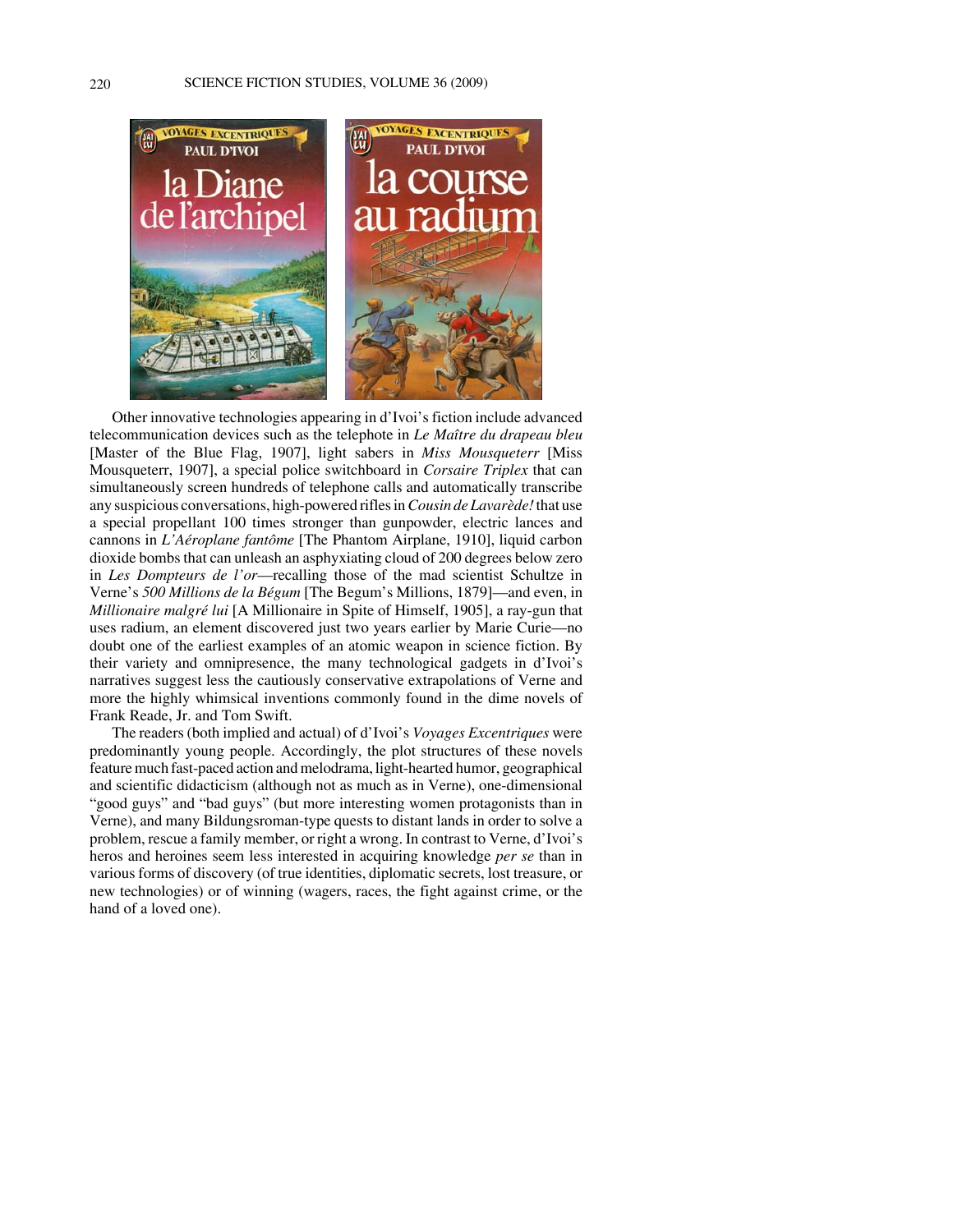Other innovative technologies appearing in d'Ivoi's fiction include advanced telecommunication devices such as the telephote in *Le Maître du drapeau bleu* [Master of the Blue Flag, 1907], light sabers in *Miss Mousqueterr* [Miss Mousqueterr, 1907], a special police switchboard in *Corsaire Triplex* that can simultaneously screen hundreds of telephone calls and automatically transcribe any suspicious conversations, high-powered rifles in *Cousin de Lavarède!* that use a special propellant 100 times stronger than gunpowder, electric lances and cannons in *L'Aéroplane fantôme* [The Phantom Airplane, 1910], liquid carbon dioxide bombs that can unleash an asphyxiating cloud of 200 degrees below zero in *Les Dompteurs de l'or*—recalling those of the mad scientist Schultze in Verne's *500 Millions de la Bégum* [The Begum's Millions, 1879]—and even, in *Millionaire malgré lui* [A Millionaire in Spite of Himself, 1905], a ray-gun that uses radium, an element discovered just two years earlier by Marie Curie—no doubt one of the earliest examples of an atomic weapon in science fiction. By their variety and omnipresence, the many technological gadgets in d'Ivoi's narratives suggest less the cautiously conservative extrapolations of Verne and more the highly whimsical inventions commonly found in the dime novels of Frank Reade, Jr. and Tom Swift.

The readers (both implied and actual) of d'Ivoi's *Voyages Excentriques* were predominantly young people. Accordingly, the plot structures of these novels feature much fast-paced action and melodrama, light-hearted humor, geographical and scientific didacticism (although not as much as in Verne), one-dimensional "good guys" and "bad guys" (but more interesting women protagonists than in Verne), and many Bildungsroman-type quests to distant lands in order to solve a problem, rescue a family member, or right a wrong. In contrast to Verne, d'Ivoi's heros and heroines seem less interested in acquiring knowledge *per se* than in various forms of discovery (of true identities, diplomatic secrets, lost treasure, or new technologies) or of winning (wagers, races, the fight against crime, or the hand of a loved one).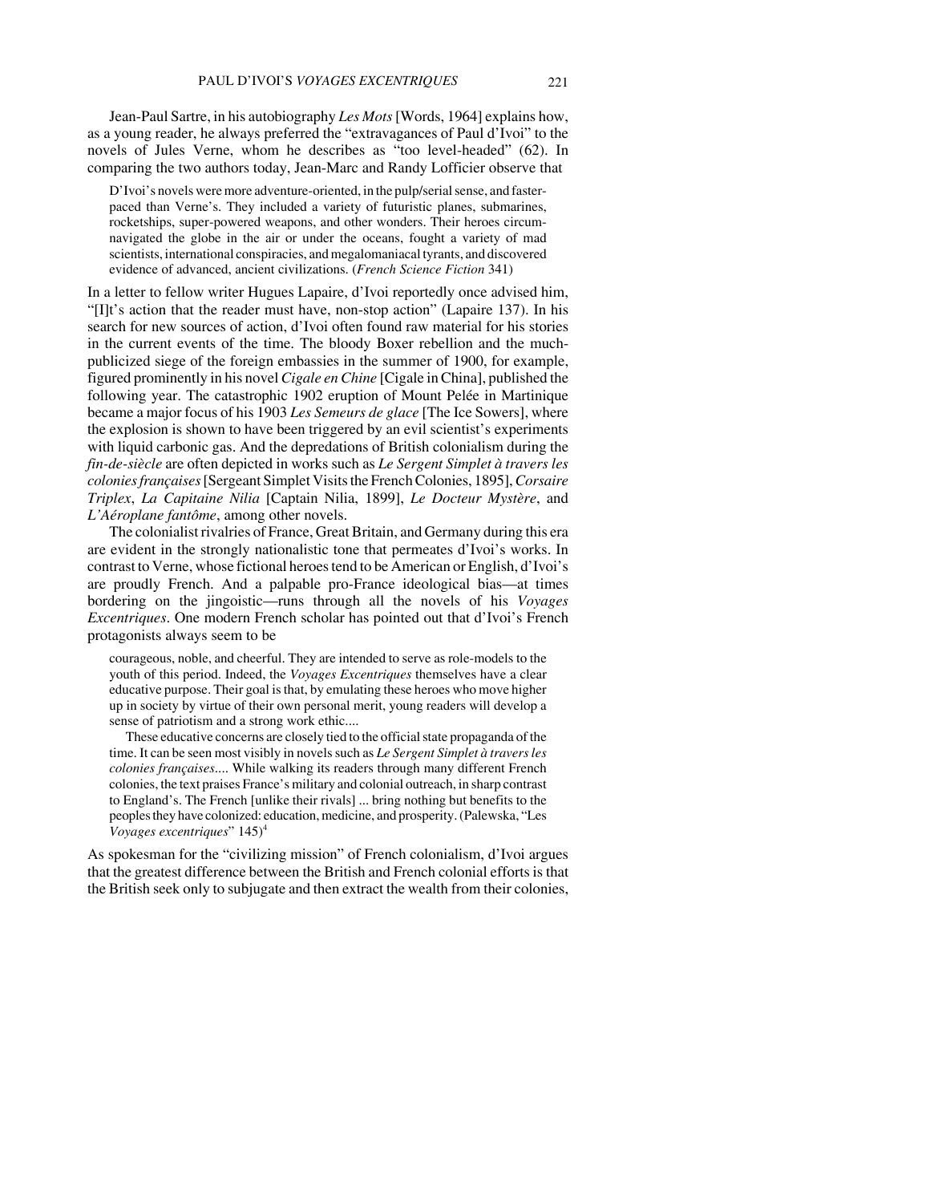Jean-Paul Sartre, in his autobiography *Les Mots* [Words, 1964] explains how, as a young reader, he always preferred the "extravagances of Paul d'Ivoi" to the novels of Jules Verne, whom he describes as "too level-headed" (62). In comparing the two authors today, Jean-Marc and Randy Lofficier observe that

> D'Ivoi's novels were more adventure-oriented, in the pulp/serial sense, and faster-paced than Verne's. They included a variety of futuristic planes, submarines, rocketships, super-powered weapons, and other wonders. Their heroes circumnavigated the globe in the air or under the oceans, fought a variety of mad scientists, international conspiracies, and megalomaniacal tyrants, and discovered evidence of advanced, ancient civilizations. (*French Science Fiction* 341)

In a letter to fellow writer Hugues Lapaire, d'Ivoi reportedly once advised him, "[I]t's action that the reader must have, non-stop action" (Lapaire 137). In his search for new sources of action, d'Ivoi often found raw material for his stories in the current events of the time. The bloody Boxer rebellion and the much-publicized siege of the foreign embassies in the summer of 1900, for example, figured prominently in his novel *Cigale en Chine* [Cigale in China], published the following year. The catastrophic 1902 eruption of Mount Pelée in Martinique became a major focus of his 1903 *Les Semeurs de glace* [The Ice Sowers], where the explosion is shown to have been triggered by an evil scientist's experiments with liquid carbonic gas. And the depredations of British colonialism during the *fin-de-siècle* are often depicted in works such as *Le Sergent Simplet à travers les colonies françaises* [Sergeant Simplet Visits the French Colonies, 1895], *Corsaire Triplex*, *La Capitaine Nilia* [Captain Nilia, 1899], *Le Docteur Mystère*, and *L'Aéroplane fantôme*, among other novels.

The colonialist rivalries of France, Great Britain, and Germany during this era are evident in the strongly nationalistic tone that permeates d'Ivoi's works. In contrast to Verne, whose fictional heroes tend to be American or English, d'Ivoi's are proudly French. And a palpable pro-France ideological bias—at times bordering on the jingoistic—runs through all the novels of his *Voyages Excentriques*. One modern French scholar has pointed out that d'Ivoi's French protagonists always seem to be

> courageous, noble, and cheerful. They are intended to serve as role-models to the youth of this period. Indeed, the *Voyages Excentriques* themselves have a clear educative purpose. Their goal is that, by emulating these heroes who move higher up in society by virtue of their own personal merit, young readers will develop a sense of patriotism and a strong work ethic....
>
> These educative concerns are closely tied to the official state propaganda of the time. It can be seen most visibly in novels such as *Le Sergent Simplet à travers les colonies françaises*.... While walking its readers through many different French colonies, the text praises France's military and colonial outreach, in sharp contrast to England's. The French [unlike their rivals] ... bring nothing but benefits to the peoples they have colonized: education, medicine, and prosperity. (Palewska, "Les *Voyages excentriques*" 145)[4]

As spokesman for the "civilizing mission" of French colonialism, d'Ivoi argues that the greatest difference between the British and French colonial efforts is that the British seek only to subjugate and then extract the wealth from their colonies,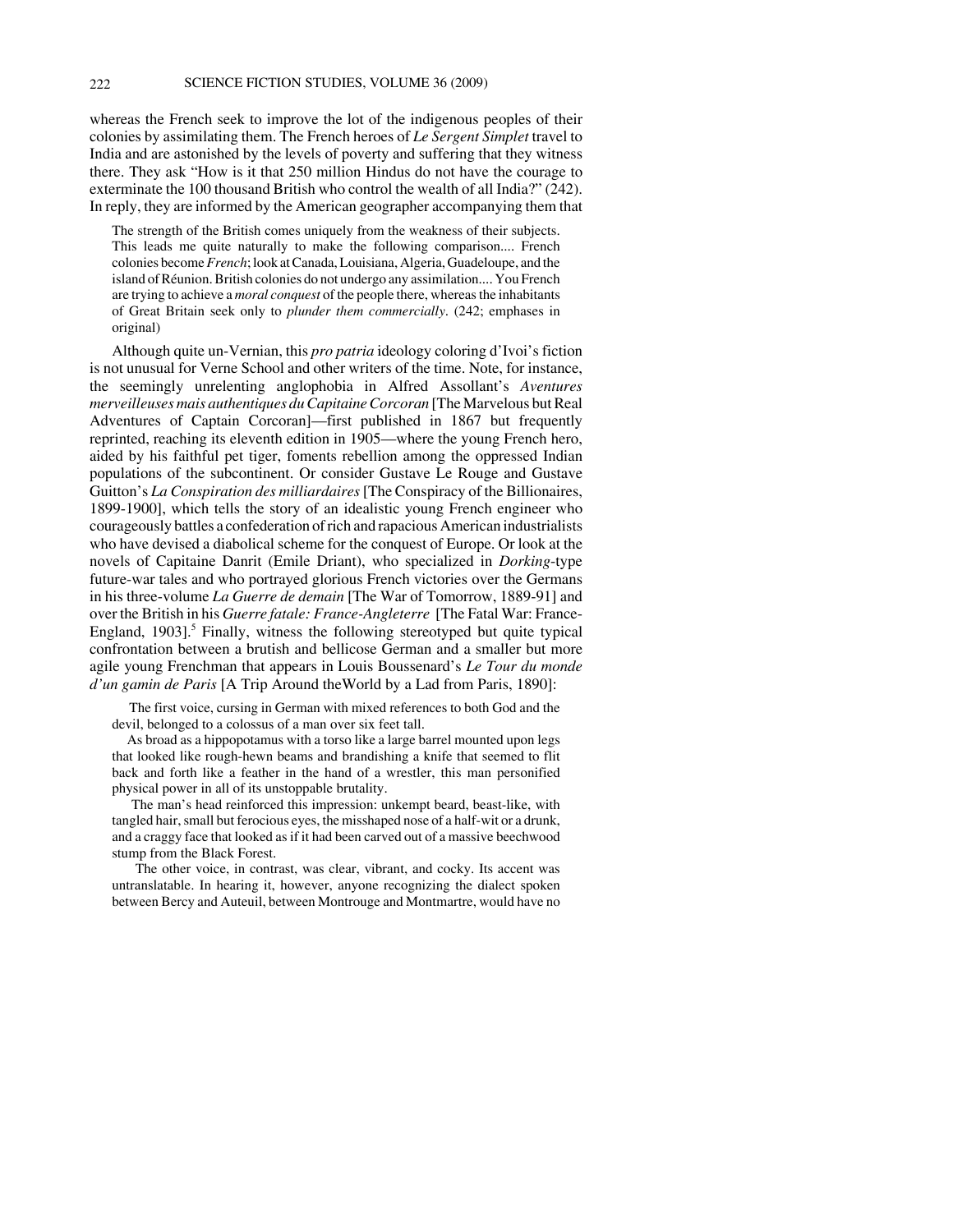whereas the French seek to improve the lot of the indigenous peoples of their colonies by assimilating them. The French heroes of *Le Sergent Simplet* travel to India and are astonished by the levels of poverty and suffering that they witness there. They ask "How is it that 250 million Hindus do not have the courage to exterminate the 100 thousand British who control the wealth of all India?" (242). In reply, they are informed by the American geographer accompanying them that

> The strength of the British comes uniquely from the weakness of their subjects. This leads me quite naturally to make the following comparison.... French colonies become *French*; look at Canada, Louisiana, Algeria, Guadeloupe, and the island of Réunion. British colonies do not undergo any assimilation.... You French are trying to achieve a *moral conquest* of the people there, whereas the inhabitants of Great Britain seek only to *plunder them commercially*. (242; emphases in original)

Although quite un-Vernian, this *pro patria* ideology coloring d'Ivoi's fiction is not unusual for Verne School and other writers of the time. Note, for instance, the seemingly unrelenting anglophobia in Alfred Assollant's *Aventures merveilleuses mais authentiques du Capitaine Corcoran* [The Marvelous but Real Adventures of Captain Corcoran]—first published in 1867 but frequently reprinted, reaching its eleventh edition in 1905—where the young French hero, aided by his faithful pet tiger, foments rebellion among the oppressed Indian populations of the subcontinent. Or consider Gustave Le Rouge and Gustave Guitton's *La Conspiration des milliardaires* [The Conspiracy of the Billionaires, 1899-1900], which tells the story of an idealistic young French engineer who courageously battles a confederation of rich and rapacious American industrialists who have devised a diabolical scheme for the conquest of Europe. Or look at the novels of Capitaine Danrit (Emile Driant), who specialized in *Dorking*-type future-war tales and who portrayed glorious French victories over the Germans in his three-volume *La Guerre de demain* [The War of Tomorrow, 1889-91] and over the British in his *Guerre fatale: France-Angleterre* [The Fatal War: France-England, 1903].[5] Finally, witness the following stereotyped but quite typical confrontation between a brutish and bellicose German and a smaller but more agile young Frenchman that appears in Louis Boussenard's *Le Tour du monde d'un gamin de Paris* [A Trip Around theWorld by a Lad from Paris, 1890]:

> The first voice, cursing in German with mixed references to both God and the devil, belonged to a colossus of a man over six feet tall.
>
> As broad as a hippopotamus with a torso like a large barrel mounted upon legs that looked like rough-hewn beams and brandishing a knife that seemed to flit back and forth like a feather in the hand of a wrestler, this man personified physical power in all of its unstoppable brutality.
>
> The man's head reinforced this impression: unkempt beard, beast-like, with tangled hair, small but ferocious eyes, the misshaped nose of a half-wit or a drunk, and a craggy face that looked as if it had been carved out of a massive beechwood stump from the Black Forest.
>
> The other voice, in contrast, was clear, vibrant, and cocky. Its accent was untranslatable. In hearing it, however, anyone recognizing the dialect spoken between Bercy and Auteuil, between Montrouge and Montmartre, would have no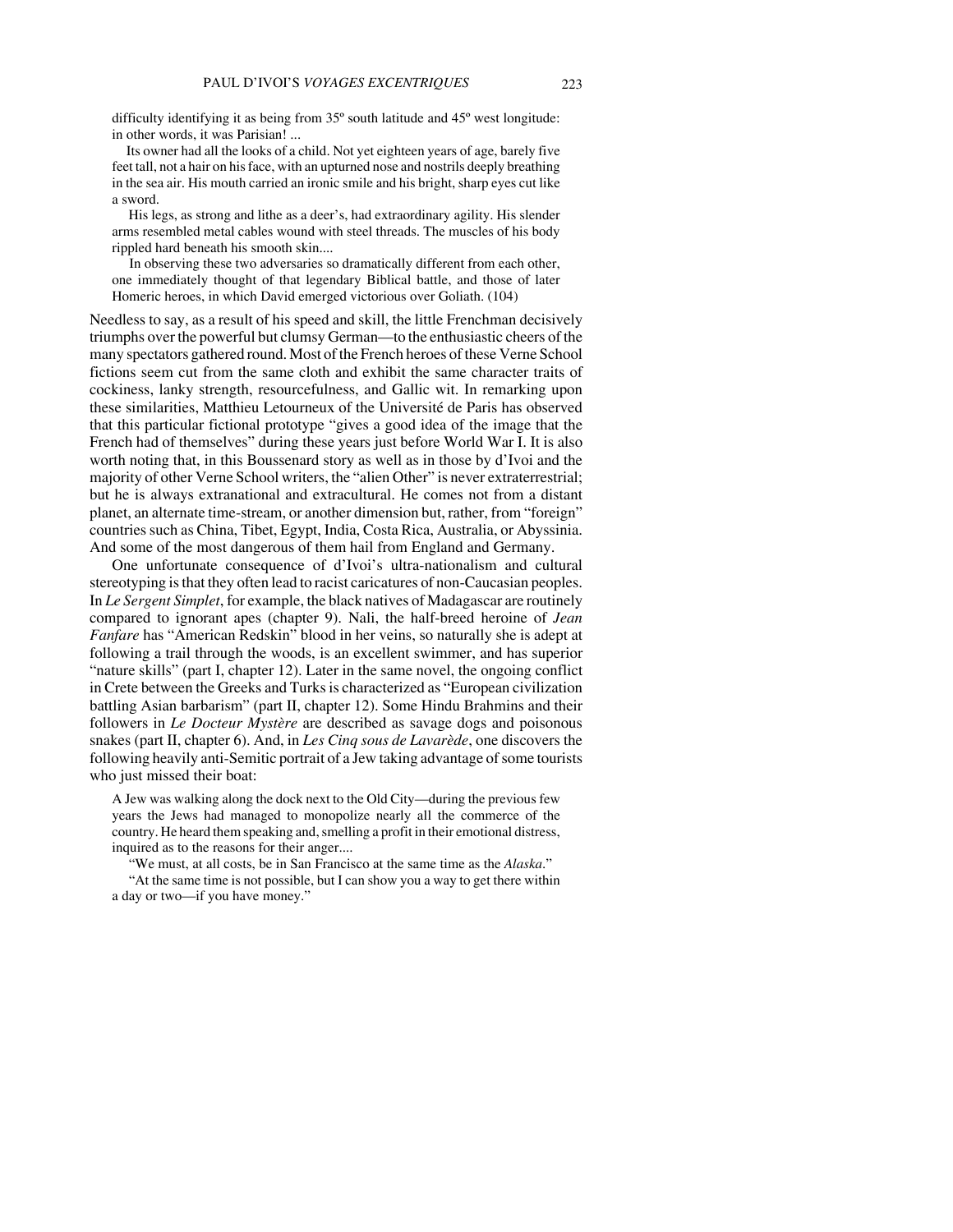difficulty identifying it as being from 35º south latitude and 45º west longitude: in other words, it was Parisian! ...

Its owner had all the looks of a child. Not yet eighteen years of age, barely five feet tall, not a hair on his face, with an upturned nose and nostrils deeply breathing in the sea air. His mouth carried an ironic smile and his bright, sharp eyes cut like a sword.

His legs, as strong and lithe as a deer's, had extraordinary agility. His slender arms resembled metal cables wound with steel threads. The muscles of his body rippled hard beneath his smooth skin....

In observing these two adversaries so dramatically different from each other, one immediately thought of that legendary Biblical battle, and those of later Homeric heroes, in which David emerged victorious over Goliath. (104)

Needless to say, as a result of his speed and skill, the little Frenchman decisively triumphs over the powerful but clumsy German—to the enthusiastic cheers of the many spectators gathered round. Most of the French heroes of these Verne School fictions seem cut from the same cloth and exhibit the same character traits of cockiness, lanky strength, resourcefulness, and Gallic wit. In remarking upon these similarities, Matthieu Letourneux of the Université de Paris has observed that this particular fictional prototype "gives a good idea of the image that the French had of themselves" during these years just before World War I. It is also worth noting that, in this Boussenard story as well as in those by d'Ivoi and the majority of other Verne School writers, the "alien Other" is never extraterrestrial; but he is always extranational and extracultural. He comes not from a distant planet, an alternate time-stream, or another dimension but, rather, from "foreign" countries such as China, Tibet, Egypt, India, Costa Rica, Australia, or Abyssinia. And some of the most dangerous of them hail from England and Germany.

One unfortunate consequence of d'Ivoi's ultra-nationalism and cultural stereotyping is that they often lead to racist caricatures of non-Caucasian peoples. In *Le Sergent Simplet*, for example, the black natives of Madagascar are routinely compared to ignorant apes (chapter 9). Nali, the half-breed heroine of *Jean Fanfare* has "American Redskin" blood in her veins, so naturally she is adept at following a trail through the woods, is an excellent swimmer, and has superior "nature skills" (part I, chapter 12). Later in the same novel, the ongoing conflict in Crete between the Greeks and Turks is characterized as "European civilization battling Asian barbarism" (part II, chapter 12). Some Hindu Brahmins and their followers in *Le Docteur Mystère* are described as savage dogs and poisonous snakes (part II, chapter 6). And, in *Les Cinq sous de Lavarède*, one discovers the following heavily anti-Semitic portrait of a Jew taking advantage of some tourists who just missed their boat:

A Jew was walking along the dock next to the Old City—during the previous few years the Jews had managed to monopolize nearly all the commerce of the country. He heard them speaking and, smelling a profit in their emotional distress, inquired as to the reasons for their anger....

"We must, at all costs, be in San Francisco at the same time as the *Alaska*."

"At the same time is not possible, but I can show you a way to get there within a day or two—if you have money."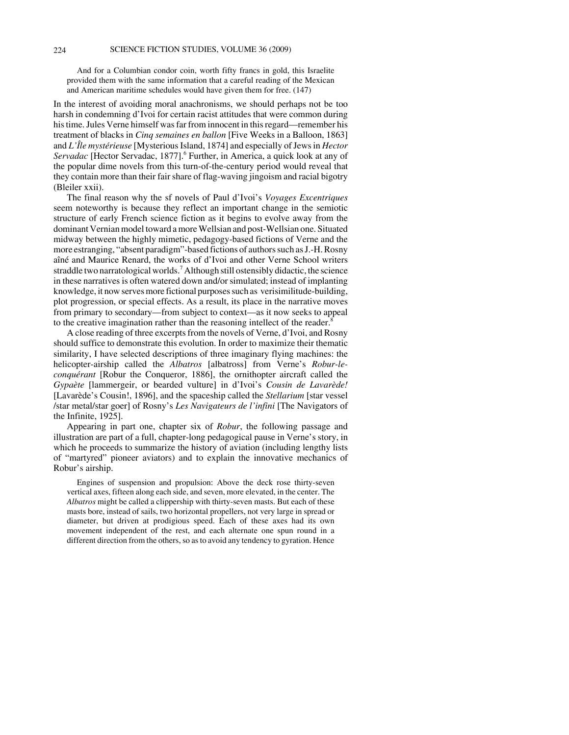> And for a Columbian condor coin, worth fifty francs in gold, this Israelite provided them with the same information that a careful reading of the Mexican and American maritime schedules would have given them for free. (147)

In the interest of avoiding moral anachronisms, we should perhaps not be too harsh in condemning d'Ivoi for certain racist attitudes that were common during his time. Jules Verne himself was far from innocent in this regard—remember his treatment of blacks in *Cinq semaines en ballon* [Five Weeks in a Balloon, 1863] and *L'Île mystérieuse* [Mysterious Island, 1874] and especially of Jews in *Hector Servadac* [Hector Servadac, 1877].[6] Further, in America, a quick look at any of the popular dime novels from this turn-of-the-century period would reveal that they contain more than their fair share of flag-waving jingoism and racial bigotry (Bleiler xxii).

The final reason why the sf novels of Paul d'Ivoi's *Voyages Excentriques* seem noteworthy is because they reflect an important change in the semiotic structure of early French science fiction as it begins to evolve away from the dominant Vernian model toward a more Wellsian and post-Wellsian one. Situated midway between the highly mimetic, pedagogy-based fictions of Verne and the more estranging, "absent paradigm"-based fictions of authors such as J.-H. Rosny aîné and Maurice Renard, the works of d'Ivoi and other Verne School writers straddle two narratological worlds.[7] Although still ostensibly didactic, the science in these narratives is often watered down and/or simulated; instead of implanting knowledge, it now serves more fictional purposes such as verisimilitude-building, plot progression, or special effects. As a result, its place in the narrative moves from primary to secondary—from subject to context—as it now seeks to appeal to the creative imagination rather than the reasoning intellect of the reader.[8]

A close reading of three excerpts from the novels of Verne, d'Ivoi, and Rosny should suffice to demonstrate this evolution. In order to maximize their thematic similarity, I have selected descriptions of three imaginary flying machines: the helicopter-airship called the *Albatros* [albatross] from Verne's *Robur-le-conquérant* [Robur the Conqueror, 1886], the ornithopter aircraft called the *Gypaète* [lammergeir, or bearded vulture] in d'Ivoi's *Cousin de Lavarède!* [Lavarède's Cousin!, 1896], and the spaceship called the *Stellarium* [star vessel /star metal/star goer] of Rosny's *Les Navigateurs de l'infini* [The Navigators of the Infinite, 1925].

Appearing in part one, chapter six of *Robur*, the following passage and illustration are part of a full, chapter-long pedagogical pause in Verne's story, in which he proceeds to summarize the history of aviation (including lengthy lists of "martyred" pioneer aviators) and to explain the innovative mechanics of Robur's airship.

> Engines of suspension and propulsion: Above the deck rose thirty-seven vertical axes, fifteen along each side, and seven, more elevated, in the center. The *Albatros* might be called a clippership with thirty-seven masts. But each of these masts bore, instead of sails, two horizontal propellers, not very large in spread or diameter, but driven at prodigious speed. Each of these axes had its own movement independent of the rest, and each alternate one spun round in a different direction from the others, so as to avoid any tendency to gyration. Hence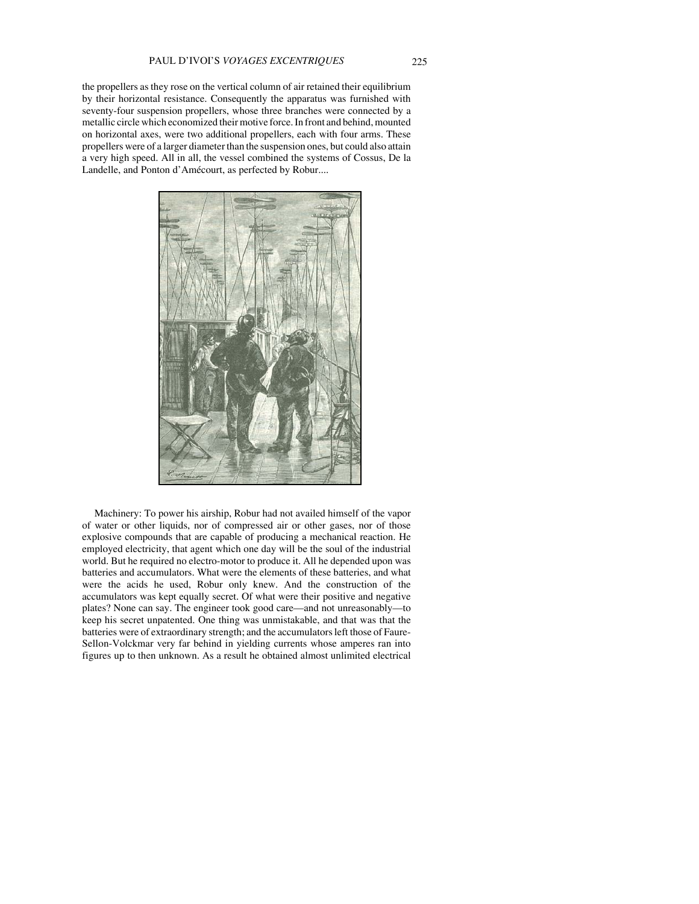the propellers as they rose on the vertical column of air retained their equilibrium by their horizontal resistance. Consequently the apparatus was furnished with seventy-four suspension propellers, whose three branches were connected by a metallic circle which economized their motive force. In front and behind, mounted on horizontal axes, were two additional propellers, each with four arms. These propellers were of a larger diameter than the suspension ones, but could also attain a very high speed. All in all, the vessel combined the systems of Cossus, De la Landelle, and Ponton d'Amécourt, as perfected by Robur....

Machinery: To power his airship, Robur had not availed himself of the vapor of water or other liquids, nor of compressed air or other gases, nor of those explosive compounds that are capable of producing a mechanical reaction. He employed electricity, that agent which one day will be the soul of the industrial world. But he required no electro-motor to produce it. All he depended upon was batteries and accumulators. What were the elements of these batteries, and what were the acids he used, Robur only knew. And the construction of the accumulators was kept equally secret. Of what were their positive and negative plates? None can say. The engineer took good care—and not unreasonably—to keep his secret unpatented. One thing was unmistakable, and that was that the batteries were of extraordinary strength; and the accumulators left those of Faure-Sellon-Volckmar very far behind in yielding currents whose amperes ran into figures up to then unknown. As a result he obtained almost unlimited electrical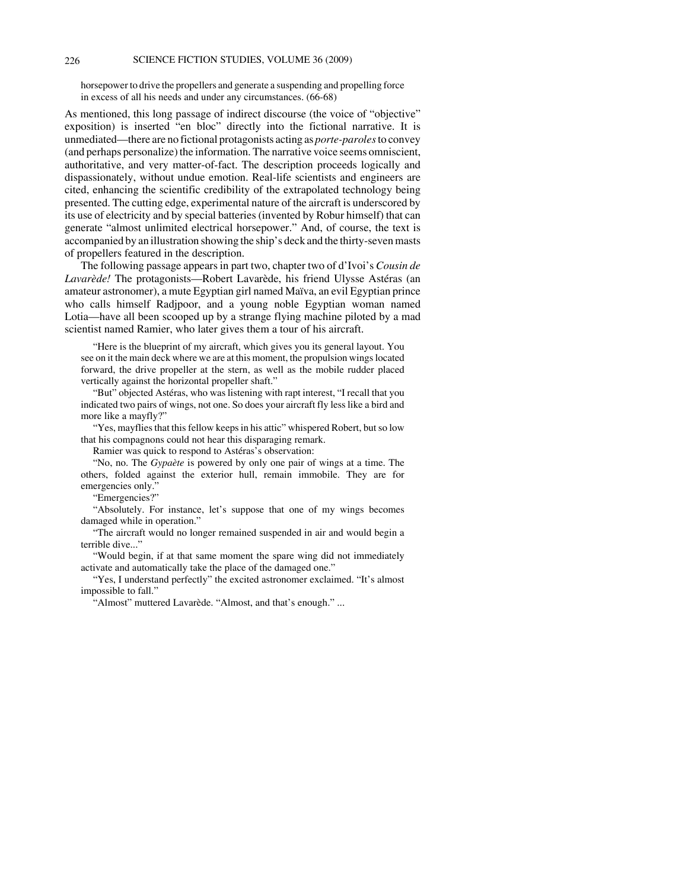horsepower to drive the propellers and generate a suspending and propelling force in excess of all his needs and under any circumstances. (66-68)

As mentioned, this long passage of indirect discourse (the voice of "objective" exposition) is inserted "en bloc" directly into the fictional narrative. It is unmediated—there are no fictional protagonists acting as *porte-paroles* to convey (and perhaps personalize) the information. The narrative voice seems omniscient, authoritative, and very matter-of-fact. The description proceeds logically and dispassionately, without undue emotion. Real-life scientists and engineers are cited, enhancing the scientific credibility of the extrapolated technology being presented. The cutting edge, experimental nature of the aircraft is underscored by its use of electricity and by special batteries (invented by Robur himself) that can generate "almost unlimited electrical horsepower." And, of course, the text is accompanied by an illustration showing the ship's deck and the thirty-seven masts of propellers featured in the description.

The following passage appears in part two, chapter two of d'Ivoi's *Cousin de Lavarède!* The protagonists—Robert Lavarède, his friend Ulysse Astéras (an amateur astronomer), a mute Egyptian girl named Maïva, an evil Egyptian prince who calls himself Radjpoor, and a young noble Egyptian woman named Lotia—have all been scooped up by a strange flying machine piloted by a mad scientist named Ramier, who later gives them a tour of his aircraft.

> "Here is the blueprint of my aircraft, which gives you its general layout. You see on it the main deck where we are at this moment, the propulsion wings located forward, the drive propeller at the stern, as well as the mobile rudder placed vertically against the horizontal propeller shaft."
>
> "But" objected Astéras, who was listening with rapt interest, "I recall that you indicated two pairs of wings, not one. So does your aircraft fly less like a bird and more like a mayfly?"
>
> "Yes, mayflies that this fellow keeps in his attic" whispered Robert, but so low that his compagnons could not hear this disparaging remark.
>
> Ramier was quick to respond to Astéras's observation:
>
> "No, no. The *Gypaète* is powered by only one pair of wings at a time. The others, folded against the exterior hull, remain immobile. They are for emergencies only."
>
> "Emergencies?"
>
> "Absolutely. For instance, let's suppose that one of my wings becomes damaged while in operation."
>
> "The aircraft would no longer remained suspended in air and would begin a terrible dive..."
>
> "Would begin, if at that same moment the spare wing did not immediately activate and automatically take the place of the damaged one."
>
> "Yes, I understand perfectly" the excited astronomer exclaimed. "It's almost impossible to fall."
>
> "Almost" muttered Lavarède. "Almost, and that's enough." ...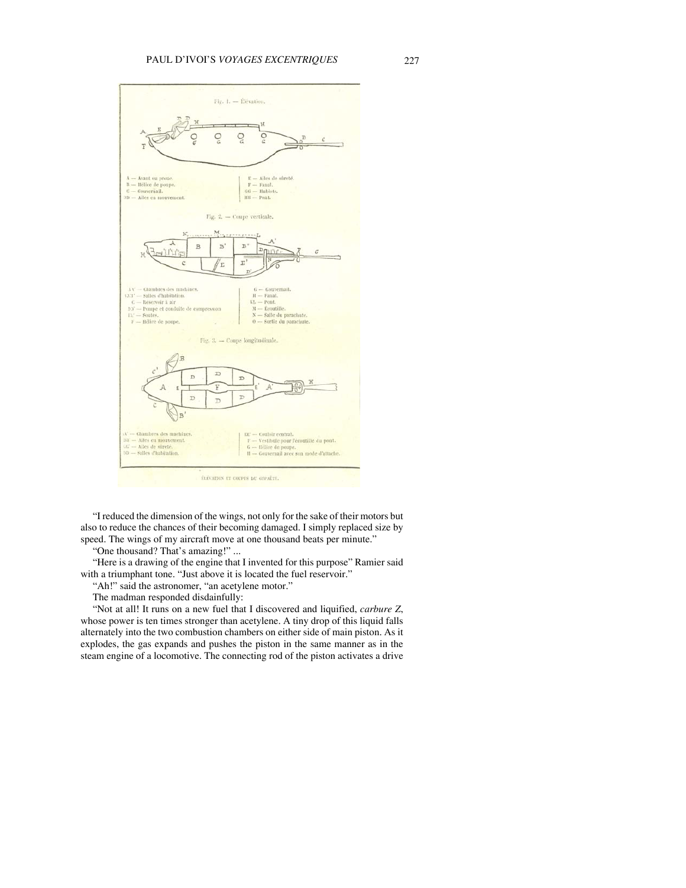"I reduced the dimension of the wings, not only for the sake of their motors but also to reduce the chances of their becoming damaged. I simply replaced size by speed. The wings of my aircraft move at one thousand beats per minute."

"One thousand? That's amazing!" ...

"Here is a drawing of the engine that I invented for this purpose" Ramier said with a triumphant tone. "Just above it is located the fuel reservoir."

"Ah!" said the astronomer, "an acetylene motor."

The madman responded disdainfully:

"Not at all! It runs on a new fuel that I discovered and liquified, *carbure Z*, whose power is ten times stronger than acetylene. A tiny drop of this liquid falls alternately into the two combustion chambers on either side of main piston. As it explodes, the gas expands and pushes the piston in the same manner as in the steam engine of a locomotive. The connecting rod of the piston activates a drive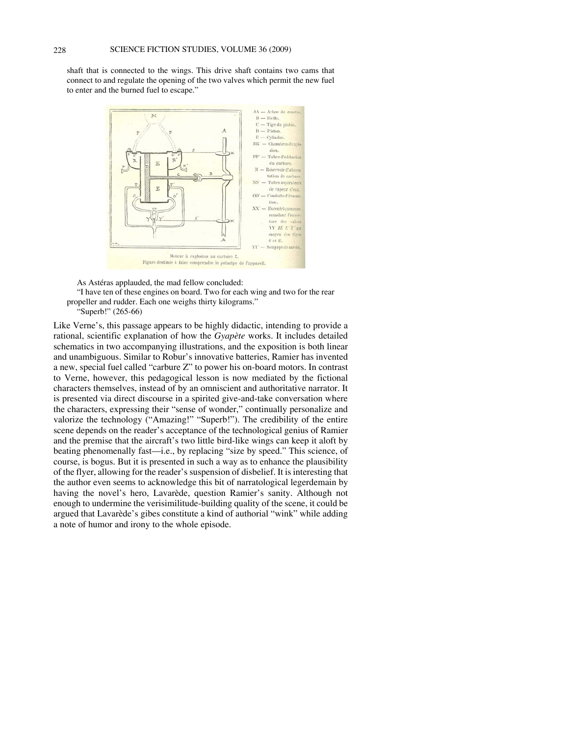shaft that is connected to the wings. This drive shaft contains two cams that connect to and regulate the opening of the two valves which permit the new fuel to enter and the burned fuel to escape."

Moteur à explosion au carbure Z.
Figure destinée à faire comprendre le principe de l'appareil.

As Astéras applauded, the mad fellow concluded:

"I have ten of these engines on board. Two for each wing and two for the rear propeller and rudder. Each one weighs thirty kilograms."

"Superb!" (265-66)

Like Verne's, this passage appears to be highly didactic, intending to provide a rational, scientific explanation of how the *Gyapète* works. It includes detailed schematics in two accompanying illustrations, and the exposition is both linear and unambiguous. Similar to Robur's innovative batteries, Ramier has invented a new, special fuel called "carbure Z" to power his on-board motors. In contrast to Verne, however, this pedagogical lesson is now mediated by the fictional characters themselves, instead of by an omniscient and authoritative narrator. It is presented via direct discourse in a spirited give-and-take conversation where the characters, expressing their "sense of wonder," continually personalize and valorize the technology ("Amazing!" "Superb!"). The credibility of the entire scene depends on the reader's acceptance of the technological genius of Ramier and the premise that the aircraft's two little bird-like wings can keep it aloft by beating phenomenally fast—i.e., by replacing "size by speed." This science, of course, is bogus. But it is presented in such a way as to enhance the plausibility of the flyer, allowing for the reader's suspension of disbelief. It is interesting that the author even seems to acknowledge this bit of narratological legerdemain by having the novel's hero, Lavarède, question Ramier's sanity. Although not enough to undermine the verisimilitude-building quality of the scene, it could be argued that Lavarède's gibes constitute a kind of authorial "wink" while adding a note of humor and irony to the whole episode.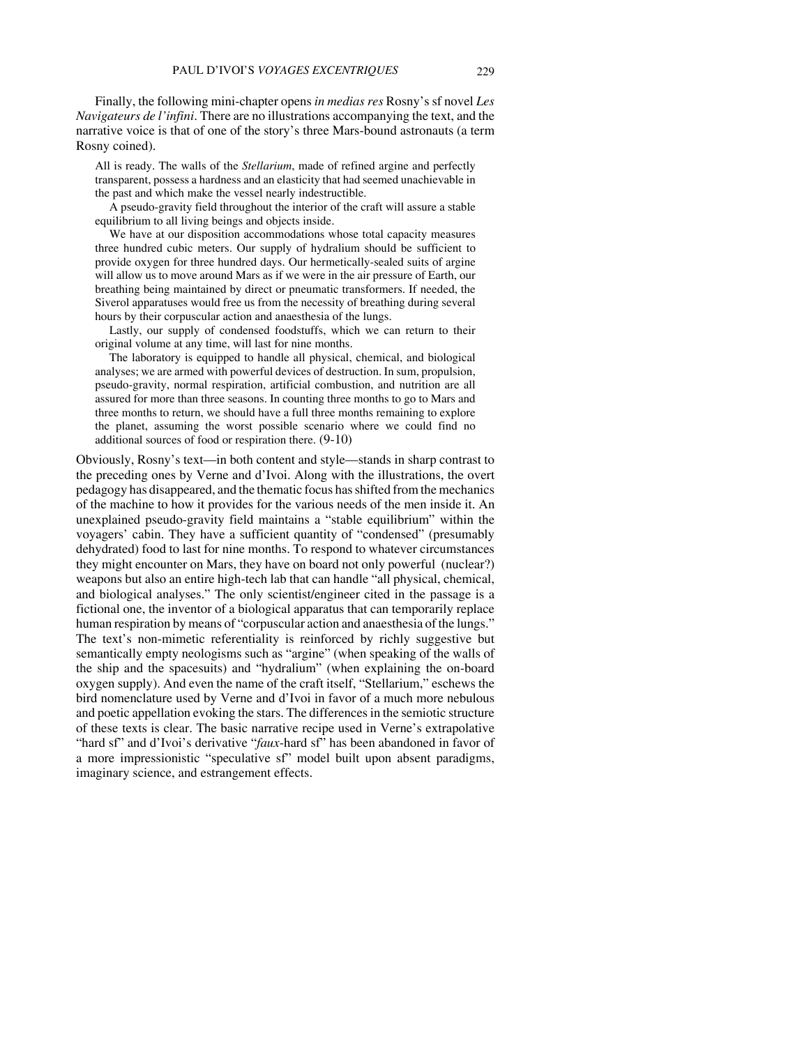Finally, the following mini-chapter opens *in medias res* Rosny's sf novel *Les Navigateurs de l'infini*. There are no illustrations accompanying the text, and the narrative voice is that of one of the story's three Mars-bound astronauts (a term Rosny coined).

> All is ready. The walls of the *Stellarium*, made of refined argine and perfectly transparent, possess a hardness and an elasticity that had seemed unachievable in the past and which make the vessel nearly indestructible.
>
> A pseudo-gravity field throughout the interior of the craft will assure a stable equilibrium to all living beings and objects inside.
>
> We have at our disposition accommodations whose total capacity measures three hundred cubic meters. Our supply of hydralium should be sufficient to provide oxygen for three hundred days. Our hermetically-sealed suits of argine will allow us to move around Mars as if we were in the air pressure of Earth, our breathing being maintained by direct or pneumatic transformers. If needed, the Siverol apparatuses would free us from the necessity of breathing during several hours by their corpuscular action and anaesthesia of the lungs.
>
> Lastly, our supply of condensed foodstuffs, which we can return to their original volume at any time, will last for nine months.
>
> The laboratory is equipped to handle all physical, chemical, and biological analyses; we are armed with powerful devices of destruction. In sum, propulsion, pseudo-gravity, normal respiration, artificial combustion, and nutrition are all assured for more than three seasons. In counting three months to go to Mars and three months to return, we should have a full three months remaining to explore the planet, assuming the worst possible scenario where we could find no additional sources of food or respiration there. (9-10)

Obviously, Rosny's text—in both content and style—stands in sharp contrast to the preceding ones by Verne and d'Ivoi. Along with the illustrations, the overt pedagogy has disappeared, and the thematic focus has shifted from the mechanics of the machine to how it provides for the various needs of the men inside it. An unexplained pseudo-gravity field maintains a "stable equilibrium" within the voyagers' cabin. They have a sufficient quantity of "condensed" (presumably dehydrated) food to last for nine months. To respond to whatever circumstances they might encounter on Mars, they have on board not only powerful (nuclear?) weapons but also an entire high-tech lab that can handle "all physical, chemical, and biological analyses." The only scientist/engineer cited in the passage is a fictional one, the inventor of a biological apparatus that can temporarily replace human respiration by means of "corpuscular action and anaesthesia of the lungs." The text's non-mimetic referentiality is reinforced by richly suggestive but semantically empty neologisms such as "argine" (when speaking of the walls of the ship and the spacesuits) and "hydralium" (when explaining the on-board oxygen supply). And even the name of the craft itself, "Stellarium," eschews the bird nomenclature used by Verne and d'Ivoi in favor of a much more nebulous and poetic appellation evoking the stars. The differences in the semiotic structure of these texts is clear. The basic narrative recipe used in Verne's extrapolative "hard sf" and d'Ivoi's derivative "*faux*-hard sf" has been abandoned in favor of a more impressionistic "speculative sf" model built upon absent paradigms, imaginary science, and estrangement effects.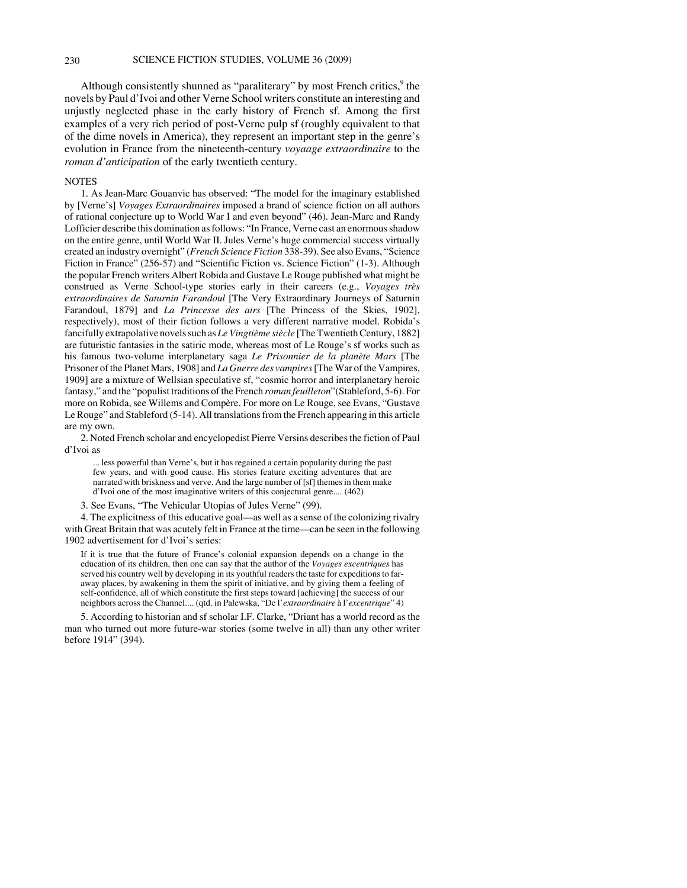Although consistently shunned as "paraliterary" by most French critics,[9] the novels by Paul d'Ivoi and other Verne School writers constitute an interesting and unjustly neglected phase in the early history of French sf. Among the first examples of a very rich period of post-Verne pulp sf (roughly equivalent to that of the dime novels in America), they represent an important step in the genre's evolution in France from the nineteenth-century *voyaage extraordinaire* to the *roman d'anticipation* of the early twentieth century.

NOTES

1. As Jean-Marc Gouanvic has observed: "The model for the imaginary established by [Verne's] *Voyages Extraordinaires* imposed a brand of science fiction on all authors of rational conjecture up to World War I and even beyond" (46). Jean-Marc and Randy Lofficier describe this domination as follows: "In France, Verne cast an enormous shadow on the entire genre, until World War II. Jules Verne's huge commercial success virtually created an industry overnight" (*French Science Fiction* 338-39). See also Evans, "Science Fiction in France" (256-57) and "Scientific Fiction vs. Science Fiction" (1-3). Although the popular French writers Albert Robida and Gustave Le Rouge published what might be construed as Verne School-type stories early in their careers (e.g., *Voyages très extraordinaires de Saturnin Farandoul* [The Very Extraordinary Journeys of Saturnin Farandoul, 1879] and *La Princesse des airs* [The Princess of the Skies, 1902], respectively), most of their fiction follows a very different narrative model. Robida's fancifully extrapolative novels such as *Le Vingtième siècle* [The Twentieth Century, 1882] are futuristic fantasies in the satiric mode, whereas most of Le Rouge's sf works such as his famous two-volume interplanetary saga *Le Prisonnier de la planète Mars* [The Prisoner of the Planet Mars, 1908] and *La Guerre des vampires* [The War of the Vampires, 1909] are a mixture of Wellsian speculative sf, "cosmic horror and interplanetary heroic fantasy," and the "populist traditions of the French *roman feuilleton*" (Stableford, 5-6). For more on Robida, see Willems and Compère. For more on Le Rouge, see Evans, "Gustave Le Rouge" and Stableford (5-14). All translations from the French appearing in this article are my own.

2. Noted French scholar and encyclopedist Pierre Versins describes the fiction of Paul d'Ivoi as

> ... less powerful than Verne's, but it has regained a certain popularity during the past few years, and with good cause. His stories feature exciting adventures that are narrated with briskness and verve. And the large number of [sf] themes in them make d'Ivoi one of the most imaginative writers of this conjectural genre.... (462)

3. See Evans, "The Vehicular Utopias of Jules Verne" (99).

4. The explicitness of this educative goal—as well as a sense of the colonizing rivalry with Great Britain that was acutely felt in France at the time—can be seen in the following 1902 advertisement for d'Ivoi's series:

> If it is true that the future of France's colonial expansion depends on a change in the education of its children, then one can say that the author of the *Voyages excentriques* has served his country well by developing in its youthful readers the taste for expeditions to far-away places, by awakening in them the spirit of initiative, and by giving them a feeling of self-confidence, all of which constitute the first steps toward [achieving] the success of our neighbors across the Channel.... (qtd. in Palewska, "De l'*extraordinaire* à l'*excentrique*" 4)

5. According to historian and sf scholar I.F. Clarke, "Driant has a world record as the man who turned out more future-war stories (some twelve in all) than any other writer before 1914" (394).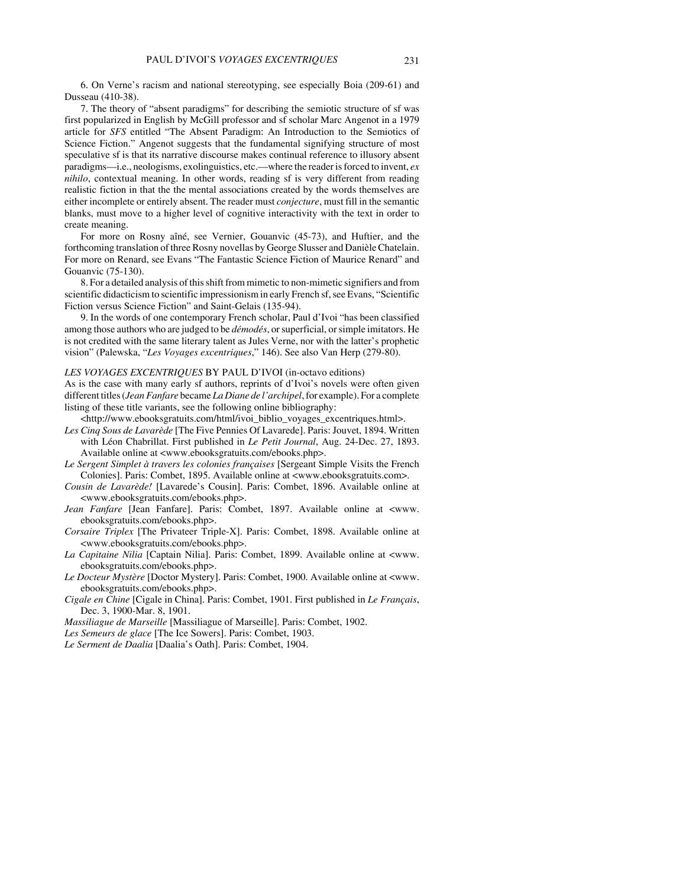6. On Verne's racism and national stereotyping, see especially Boia (209-61) and Dusseau (410-38).

7. The theory of "absent paradigms" for describing the semiotic structure of sf was first popularized in English by McGill professor and sf scholar Marc Angenot in a 1979 article for *SFS* entitled "The Absent Paradigm: An Introduction to the Semiotics of Science Fiction." Angenot suggests that the fundamental signifying structure of most speculative sf is that its narrative discourse makes continual reference to illusory absent paradigms—i.e., neologisms, exolinguistics, etc.—where the reader is forced to invent, *ex nihilo*, contextual meaning. In other words, reading sf is very different from reading realistic fiction in that the the mental associations created by the words themselves are either incomplete or entirely absent. The reader must *conjecture*, must fill in the semantic blanks, must move to a higher level of cognitive interactivity with the text in order to create meaning.

For more on Rosny aîné, see Vernier, Gouanvic (45-73), and Huftier, and the forthcoming translation of three Rosny novellas by George Slusser and Danièle Chatelain. For more on Renard, see Evans "The Fantastic Science Fiction of Maurice Renard" and Gouanvic (75-130).

8. For a detailed analysis of this shift from mimetic to non-mimetic signifiers and from scientific didacticism to scientific impressionism in early French sf, see Evans, "Scientific Fiction versus Science Fiction" and Saint-Gelais (135-94).

9. In the words of one contemporary French scholar, Paul d'Ivoi "has been classified among those authors who are judged to be *démodés*, or superficial, or simple imitators. He is not credited with the same literary talent as Jules Verne, nor with the latter's prophetic vision" (Palewska, "*Les Voyages excentriques*," 146). See also Van Herp (279-80).

*LES VOYAGES EXCENTRIQUES* BY PAUL D'IVOI (in-octavo editions)

As is the case with many early sf authors, reprints of d'Ivoi's novels were often given different titles (*Jean Fanfare* became *La Diane de l'archipel*, for example). For a complete listing of these title variants, see the following online bibliography:

<http://www.ebooksgratuits.com/html/ivoi_biblio_voyages_excentriques.html>.

*Les Cinq Sous de Lavarède* [The Five Pennies Of Lavarede]. Paris: Jouvet, 1894. Written with Léon Chabrillat. First published in *Le Petit Journal*, Aug. 24-Dec. 27, 1893. Available online at <www.ebooksgratuits.com/ebooks.php>.

*Le Sergent Simplet à travers les colonies françaises* [Sergeant Simple Visits the French Colonies]. Paris: Combet, 1895. Available online at <www.ebooksgratuits.com>.

*Cousin de Lavarède!* [Lavarede's Cousin]. Paris: Combet, 1896. Available online at <www.ebooksgratuits.com/ebooks.php>.

*Jean Fanfare* [Jean Fanfare]. Paris: Combet, 1897. Available online at <www.ebooksgratuits.com/ebooks.php>.

*Corsaire Triplex* [The Privateer Triple-X]. Paris: Combet, 1898. Available online at <www.ebooksgratuits.com/ebooks.php>.

*La Capitaine Nilia* [Captain Nilia]. Paris: Combet, 1899. Available online at <www.ebooksgratuits.com/ebooks.php>.

*Le Docteur Mystère* [Doctor Mystery]. Paris: Combet, 1900. Available online at <www.ebooksgratuits.com/ebooks.php>.

*Cigale en Chine* [Cigale in China]. Paris: Combet, 1901. First published in *Le Français*, Dec. 3, 1900-Mar. 8, 1901.

*Massiliague de Marseille* [Massiliague of Marseille]. Paris: Combet, 1902.

*Les Semeurs de glace* [The Ice Sowers]. Paris: Combet, 1903.

*Le Serment de Daalia* [Daalia's Oath]. Paris: Combet, 1904.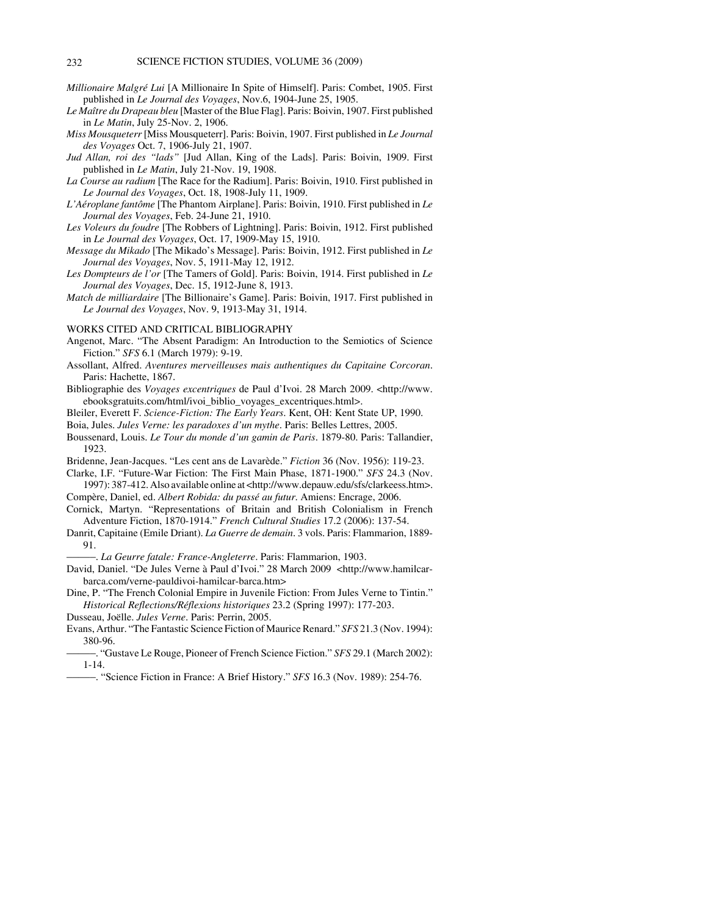*Millionaire Malgré Lui* [A Millionaire In Spite of Himself]. Paris: Combet, 1905. First published in *Le Journal des Voyages*, Nov.6, 1904-June 25, 1905.

*Le Maître du Drapeau bleu* [Master of the Blue Flag]. Paris: Boivin, 1907. First published in *Le Matin*, July 25-Nov. 2, 1906.

*Miss Mousqueterr* [Miss Mousqueterr]. Paris: Boivin, 1907. First published in *Le Journal des Voyages* Oct. 7, 1906-July 21, 1907.

*Jud Allan, roi des "lads"* [Jud Allan, King of the Lads]. Paris: Boivin, 1909. First published in *Le Matin*, July 21-Nov. 19, 1908.

*La Course au radium* [The Race for the Radium]. Paris: Boivin, 1910. First published in *Le Journal des Voyages*, Oct. 18, 1908-July 11, 1909.

*L'Aéroplane fantôme* [The Phantom Airplane]. Paris: Boivin, 1910. First published in *Le Journal des Voyages*, Feb. 24-June 21, 1910.

*Les Voleurs du foudre* [The Robbers of Lightning]. Paris: Boivin, 1912. First published in *Le Journal des Voyages*, Oct. 17, 1909-May 15, 1910.

*Message du Mikado* [The Mikado's Message]. Paris: Boivin, 1912. First published in *Le Journal des Voyages*, Nov. 5, 1911-May 12, 1912.

*Les Dompteurs de l'or* [The Tamers of Gold]. Paris: Boivin, 1914. First published in *Le Journal des Voyages*, Dec. 15, 1912-June 8, 1913.

*Match de milliardaire* [The Billionaire's Game]. Paris: Boivin, 1917. First published in *Le Journal des Voyages*, Nov. 9, 1913-May 31, 1914.

## WORKS CITED AND CRITICAL BIBLIOGRAPHY

Angenot, Marc. "The Absent Paradigm: An Introduction to the Semiotics of Science Fiction." *SFS* 6.1 (March 1979): 9-19.

Assollant, Alfred. *Aventures merveilleuses mais authentiques du Capitaine Corcoran*. Paris: Hachette, 1867.

Bibliographie des *Voyages excentriques* de Paul d'Ivoi. 28 March 2009. <http://www.ebooksgratuits.com/html/ivoi_biblio_voyages_excentriques.html>.

Bleiler, Everett F. *Science-Fiction: The Early Years*. Kent, OH: Kent State UP, 1990.

Boia, Jules. *Jules Verne: les paradoxes d'un mythe*. Paris: Belles Lettres, 2005.

Boussenard, Louis. *Le Tour du monde d'un gamin de Paris*. 1879-80. Paris: Tallandier, 1923.

Bridenne, Jean-Jacques. "Les cent ans de Lavarède." *Fiction* 36 (Nov. 1956): 119-23.

Clarke, I.F. "Future-War Fiction: The First Main Phase, 1871-1900." *SFS* 24.3 (Nov. 1997): 387-412. Also available online at <http://www.depauw.edu/sfs/clarkeess.htm>.

Compère, Daniel, ed. *Albert Robida: du passé au futur*. Amiens: Encrage, 2006.

Cornick, Martyn. "Representations of Britain and British Colonialism in French Adventure Fiction, 1870-1914." *French Cultural Studies* 17.2 (2006): 137-54.

Danrit, Capitaine (Emile Driant). *La Guerre de demain*. 3 vols. Paris: Flammarion, 1889-91.

———. *La Geurre fatale: France-Angleterre*. Paris: Flammarion, 1903.

David, Daniel. "De Jules Verne à Paul d'Ivoi." 28 March 2009 <http://www.hamilcar-barca.com/verne-pauldivoi-hamilcar-barca.htm>

Dine, P. "The French Colonial Empire in Juvenile Fiction: From Jules Verne to Tintin." *Historical Reflections/Réflexions historiques* 23.2 (Spring 1997): 177-203.

Dusseau, Joëlle. *Jules Verne*. Paris: Perrin, 2005.

Evans, Arthur. "The Fantastic Science Fiction of Maurice Renard." *SFS* 21.3 (Nov. 1994): 380-96.

———. "Gustave Le Rouge, Pioneer of French Science Fiction." *SFS* 29.1 (March 2002): 1-14.

———. "Science Fiction in France: A Brief History." *SFS* 16.3 (Nov. 1989): 254-76.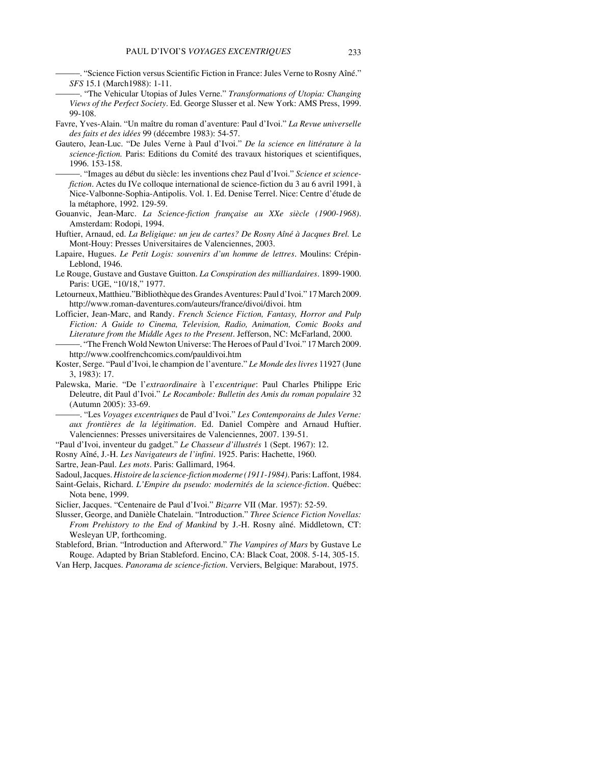———. "Science Fiction versus Scientific Fiction in France: Jules Verne to Rosny Aîné." *SFS* 15.1 (March1988): 1-11.

———. "The Vehicular Utopias of Jules Verne." *Transformations of Utopia: Changing Views of the Perfect Society*. Ed. George Slusser et al. New York: AMS Press, 1999. 99-108.

Favre, Yves-Alain. "Un maître du roman d'aventure: Paul d'Ivoi." *La Revue universelle des faits et des idées* 99 (décembre 1983): 54-57.

Gautero, Jean-Luc. "De Jules Verne à Paul d'Ivoi." *De la science en littérature à la science-fiction.* Paris: Editions du Comité des travaux historiques et scientifiques, 1996. 153-158.

———. "Images au début du siècle: les inventions chez Paul d'Ivoi." *Science et science-fiction*. Actes du IVe colloque international de science-fiction du 3 au 6 avril 1991, à Nice-Valbonne-Sophia-Antipolis. Vol. 1. Ed. Denise Terrel. Nice: Centre d'étude de la métaphore, 1992. 129-59.

Gouanvic, Jean-Marc. *La Science-fiction française au XXe siècle (1900-1968).* Amsterdam: Rodopi, 1994.

Huftier, Arnaud, ed. *La Beligique: un jeu de cartes? De Rosny Aîné à Jacques Brel.* Le Mont-Houy: Presses Universitaires de Valenciennes, 2003.

Lapaire, Hugues. *Le Petit Logis: souvenirs d'un homme de lettres*. Moulins: Crépin-Leblond, 1946.

Le Rouge, Gustave and Gustave Guitton. *La Conspiration des milliardaires*. 1899-1900. Paris: UGE, "10/18," 1977.

Letourneux, Matthieu."Bibliothèque des Grandes Aventures: Paul d'Ivoi." 17 March 2009. http://www.roman-daventures.com/auteurs/france/divoi/divoi. htm

Lofficier, Jean-Marc, and Randy. *French Science Fiction, Fantasy, Horror and Pulp Fiction: A Guide to Cinema, Television, Radio, Animation, Comic Books and Literature from the Middle Ages to the Present*. Jefferson, NC: McFarland, 2000.

———. "The French Wold Newton Universe: The Heroes of Paul d'Ivoi." 17 March 2009. http://www.coolfrenchcomics.com/pauldivoi.htm

Koster, Serge. "Paul d'Ivoi, le champion de l'aventure." *Le Monde des livres* 11927 (June 3, 1983): 17.

Palewska, Marie. "De l'*extraordinaire* à l'*excentrique*: Paul Charles Philippe Eric Deleutre, dit Paul d'Ivoi." *Le Rocambole: Bulletin des Amis du roman populaire* 32 (Autumn 2005): 33-69.

———. "Les *Voyages excentriques* de Paul d'Ivoi." *Les Contemporains de Jules Verne: aux frontières de la légitimation*. Ed. Daniel Compère and Arnaud Huftier. Valenciennes: Presses universitaires de Valenciennes, 2007. 139-51.

"Paul d'Ivoi, inventeur du gadget." *Le Chasseur d'illustrés* 1 (Sept. 1967): 12.

Rosny Aîné, J.-H. *Les Navigateurs de l'infini*. 1925. Paris: Hachette, 1960.

Sartre, Jean-Paul. *Les mots*. Paris: Gallimard, 1964.

Sadoul, Jacques. *Histoire de la science-fiction moderne (1911-1984)*. Paris: Laffont, 1984.

Saint-Gelais, Richard. *L'Empire du pseudo: modernités de la science-fiction*. Québec: Nota bene, 1999.

Siclier, Jacques. "Centenaire de Paul d'Ivoi." *Bizarre* VII (Mar. 1957): 52-59.

Slusser, George, and Danièle Chatelain. "Introduction." *Three Science Fiction Novellas: From Prehistory to the End of Mankind* by J.-H. Rosny aîné. Middletown, CT: Wesleyan UP, forthcoming.

Stableford, Brian. "Introduction and Afterword." *The Vampires of Mars* by Gustave Le Rouge. Adapted by Brian Stableford. Encino, CA: Black Coat, 2008. 5-14, 305-15.

Van Herp, Jacques. *Panorama de science-fiction*. Verviers, Belgique: Marabout, 1975.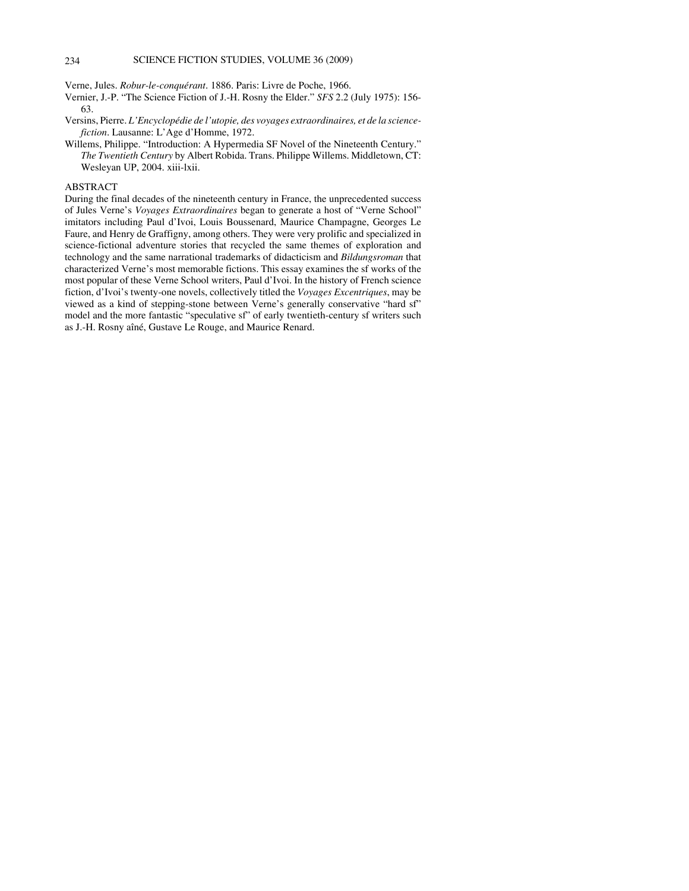Verne, Jules. *Robur-le-conquérant*. 1886. Paris: Livre de Poche, 1966.

Vernier, J.-P. "The Science Fiction of J.-H. Rosny the Elder." *SFS* 2.2 (July 1975): 156-63.

Versins, Pierre. *L'Encyclopédie de l'utopie, des voyages extraordinaires, et de la science-fiction*. Lausanne: L'Age d'Homme, 1972.

Willems, Philippe. "Introduction: A Hypermedia SF Novel of the Nineteenth Century." *The Twentieth Century* by Albert Robida. Trans. Philippe Willems. Middletown, CT: Wesleyan UP, 2004. xiii-lxii.

## ABSTRACT

During the final decades of the nineteenth century in France, the unprecedented success of Jules Verne's *Voyages Extraordinaires* began to generate a host of "Verne School" imitators including Paul d'Ivoi, Louis Boussenard, Maurice Champagne, Georges Le Faure, and Henry de Graffigny, among others. They were very prolific and specialized in science-fictional adventure stories that recycled the same themes of exploration and technology and the same narrational trademarks of didacticism and *Bildungsroman* that characterized Verne's most memorable fictions. This essay examines the sf works of the most popular of these Verne School writers, Paul d'Ivoi. In the history of French science fiction, d'Ivoi's twenty-one novels, collectively titled the *Voyages Excentriques*, may be viewed as a kind of stepping-stone between Verne's generally conservative "hard sf" model and the more fantastic "speculative sf" of early twentieth-century sf writers such as J.-H. Rosny aîné, Gustave Le Rouge, and Maurice Renard.